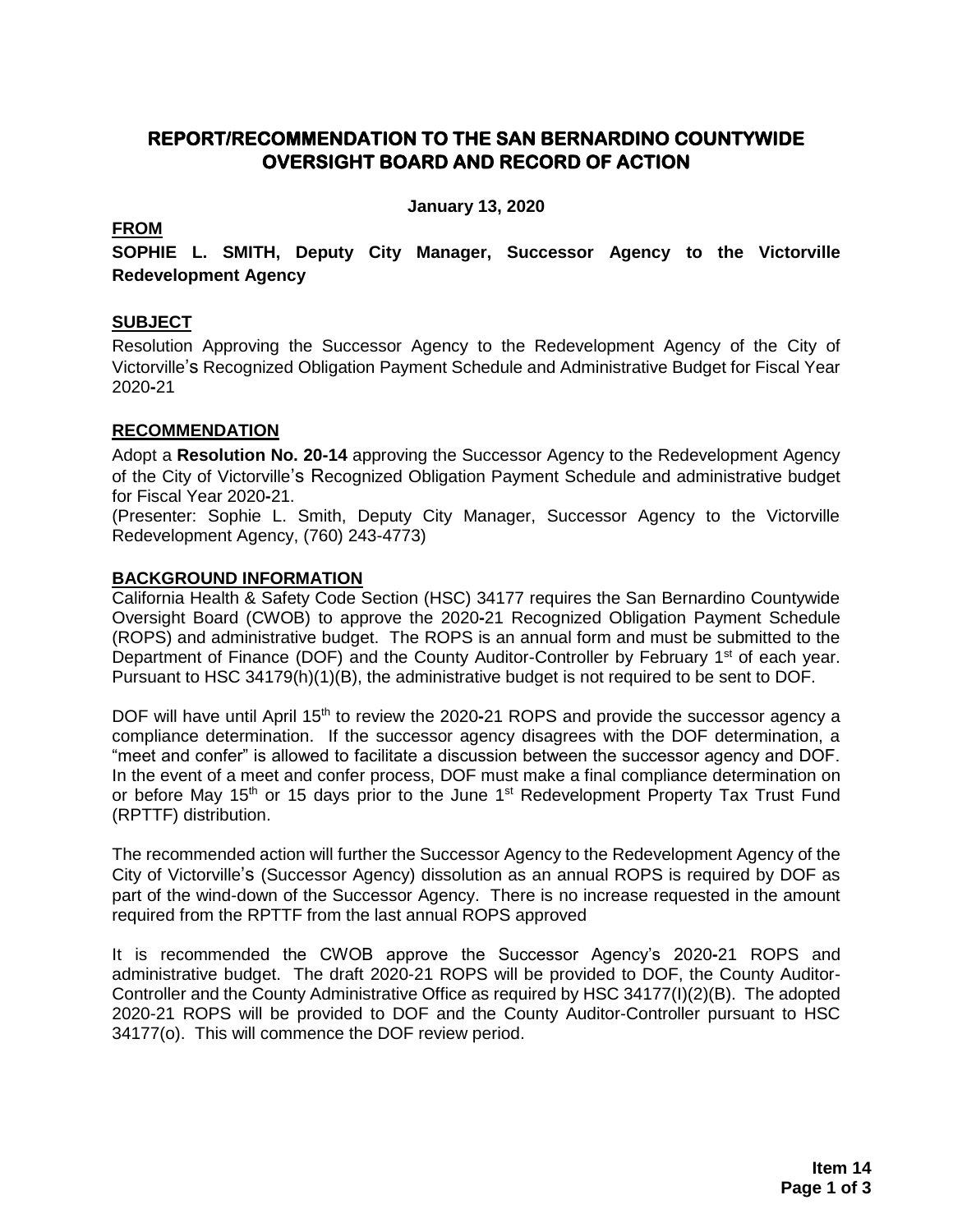# REPORT/RECOMMENDATION TO THE SAN BERNARDINO COUNTYWIDE OVERSIGHT BOARD AND RECORD OF ACTION

**January 13, 2020**

## FROM

**SOPHIE L. SMITH, Deputy City Manager, Successor Agency to the Victorville Redevelopment Agency**

## SUBJECT

Resolution Approving the Successor Agency to the Redevelopment Agency of the City of Victorville's Recognized Obligation Payment Schedule and Administrative Budget for Fiscal Year 2020-21

## RECOMMENDATION

Adopt a **Resolution No. 20-14** approving the Successor Agency to the Redevelopment Agency of the City of Victorville's Recognized Obligation Payment Schedule and administrative budget for Fiscal Year 2020-21.

(Presenter: Sophie L. Smith, Deputy City Manager, Successor Agency to the Victorville Redevelopment Agency, (760) 243-4773)

## BACKGROUND INFORMATION

California Health & Safety Code Section (HSC) 34177 requires the San Bernardino Countywide Oversight Board (CWOB) to approve the 2020-21 Recognized Obligation Payment Schedule (ROPS) and administrative budget. The ROPS is an annual form and must be submitted to the Department of Finance (DOF) and the County Auditor-Controller by February 1st of each year. Pursuant to HSC 34179(h)(1)(B), the administrative budget is not required to be sent to DOF.

DOF will have until April 15th to review the 2020-21 ROPS and provide the successor agency a compliance determination. If the successor agency disagrees with the DOF determination, a "meet and confer" is allowed to facilitate a discussion between the successor agency and DOF. In the event of a meet and confer process, DOF must make a final compliance determination on or before May 15th or 15 days prior to the June 1st Redevelopment Property Tax Trust Fund (RPTTF) distribution.

The recommended action will further the Successor Agency to the Redevelopment Agency of the City of Victorville's (Successor Agency) dissolution as an annual ROPS is required by DOF as part of the wind-down of the Successor Agency. There is no increase requested in the amount required from the RPTTF from the last annual ROPS approved

It is recommended the CWOB approve the Successor Agency's 2020-21 ROPS and administrative budget. The draft 2020-21 ROPS will be provided to DOF, the County Auditor-Controller and the County Administrative Office as required by HSC 34177(I)(2)(B). The adopted 2020-21 ROPS will be provided to DOF and the County Auditor-Controller pursuant to HSC 34177(o). This will commence the DOF review period.

**Item 14**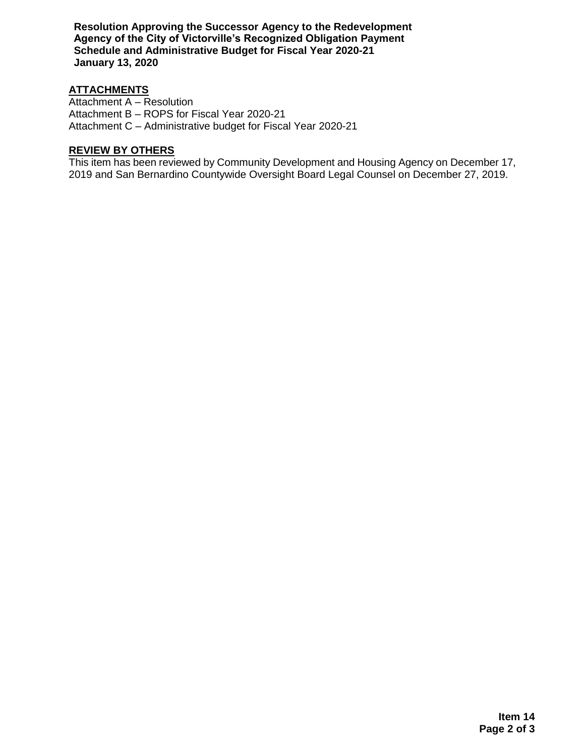**Resolution Approving the Successor Agency to the Redevelopment Agency of the City of Victorville's Recognized Obligation Payment Schedule and Administrative Budget for Fiscal Year 2020-21**
**January 13, 2020**

## ATTACHMENTS

Attachment A – Resolution
Attachment B – ROPS for Fiscal Year 2020-21
Attachment C – Administrative budget for Fiscal Year 2020-21

## REVIEW BY OTHERS

This item has been reviewed by Community Development and Housing Agency on December 17, 2019 and San Bernardino Countywide Oversight Board Legal Counsel on December 27, 2019.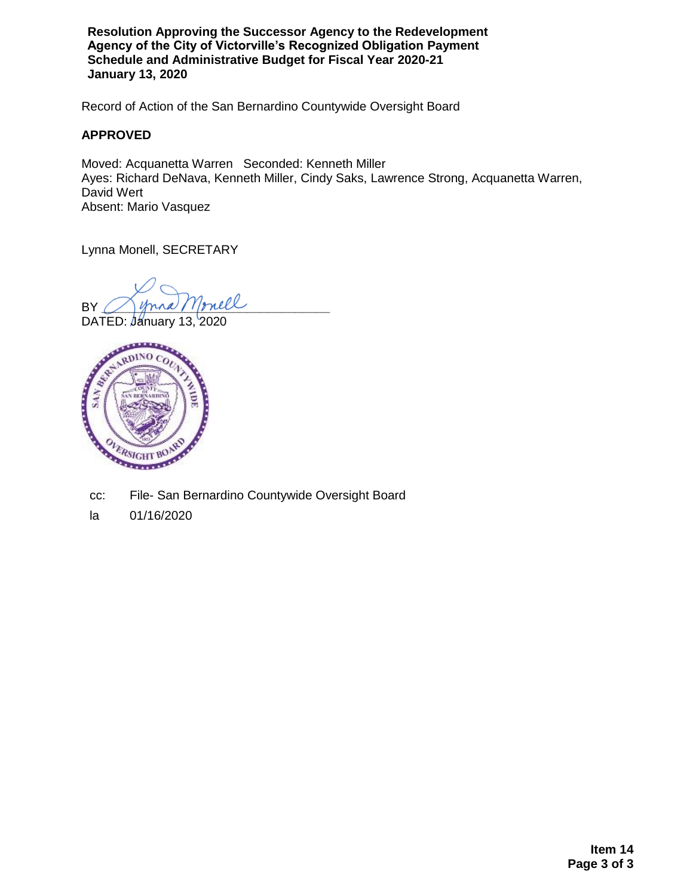**Resolution Approving the Successor Agency to the Redevelopment Agency of the City of Victorville's Recognized Obligation Payment Schedule and Administrative Budget for Fiscal Year 2020-21**
**January 13, 2020**

Record of Action of the San Bernardino Countywide Oversight Board

**APPROVED**

Moved: Acquanetta Warren Seconded: Kenneth Miller
Ayes: Richard DeNava, Kenneth Miller, Cindy Saks, Lawrence Strong, Acquanetta Warren, David Wert
Absent: Mario Vasquez

Lynna Monell, SECRETARY

BY ______________________________
DATED: January 13, 2020

cc: File- San Bernardino Countywide Oversight Board
la 01/16/2020

**Item 14**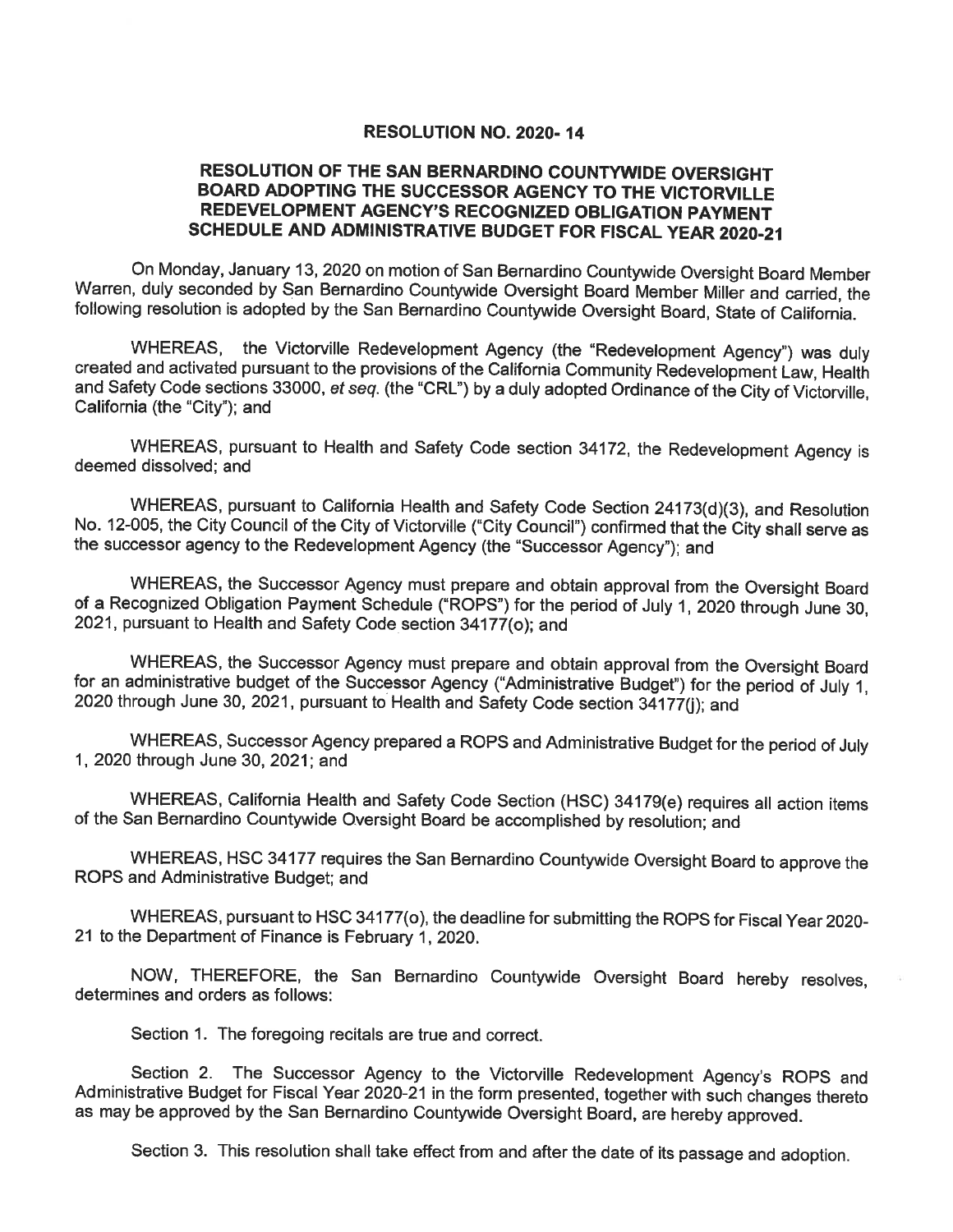**RESOLUTION NO. 2020- 14**

**RESOLUTION OF THE SAN BERNARDINO COUNTYWIDE OVERSIGHT BOARD ADOPTING THE SUCCESSOR AGENCY TO THE VICTORVILLE REDEVELOPMENT AGENCY'S RECOGNIZED OBLIGATION PAYMENT SCHEDULE AND ADMINISTRATIVE BUDGET FOR FISCAL YEAR 2020-21**

On Monday, January 13, 2020 on motion of San Bernardino Countywide Oversight Board Member Warren, duly seconded by San Bernardino Countywide Oversight Board Member Miller and carried, the following resolution is adopted by the San Bernardino Countywide Oversight Board, State of California.

WHEREAS, the Victorville Redevelopment Agency (the "Redevelopment Agency") was duly created and activated pursuant to the provisions of the California Community Redevelopment Law, Health and Safety Code sections 33000, *et seq.* (the "CRL") by a duly adopted Ordinance of the City of Victorville, California (the "City"); and

WHEREAS, pursuant to Health and Safety Code section 34172, the Redevelopment Agency is deemed dissolved; and

WHEREAS, pursuant to California Health and Safety Code Section 24173(d)(3), and Resolution No. 12-005, the City Council of the City of Victorville ("City Council") confirmed that the City shall serve as the successor agency to the Redevelopment Agency (the "Successor Agency"); and

WHEREAS, the Successor Agency must prepare and obtain approval from the Oversight Board of a Recognized Obligation Payment Schedule ("ROPS") for the period of July 1, 2020 through June 30, 2021, pursuant to Health and Safety Code section 34177(o); and

WHEREAS, the Successor Agency must prepare and obtain approval from the Oversight Board for an administrative budget of the Successor Agency ("Administrative Budget") for the period of July 1, 2020 through June 30, 2021, pursuant to Health and Safety Code section 34177(j); and

WHEREAS, Successor Agency prepared a ROPS and Administrative Budget for the period of July 1, 2020 through June 30, 2021; and

WHEREAS, California Health and Safety Code Section (HSC) 34179(e) requires all action items of the San Bernardino Countywide Oversight Board be accomplished by resolution; and

WHEREAS, HSC 34177 requires the San Bernardino Countywide Oversight Board to approve the ROPS and Administrative Budget; and

WHEREAS, pursuant to HSC 34177(o), the deadline for submitting the ROPS for Fiscal Year 2020-21 to the Department of Finance is February 1, 2020.

NOW, THEREFORE, the San Bernardino Countywide Oversight Board hereby resolves, determines and orders as follows:

Section 1. The foregoing recitals are true and correct.

Section 2. The Successor Agency to the Victorville Redevelopment Agency's ROPS and Administrative Budget for Fiscal Year 2020-21 in the form presented, together with such changes thereto as may be approved by the San Bernardino Countywide Oversight Board, are hereby approved.

Section 3. This resolution shall take effect from and after the date of its passage and adoption.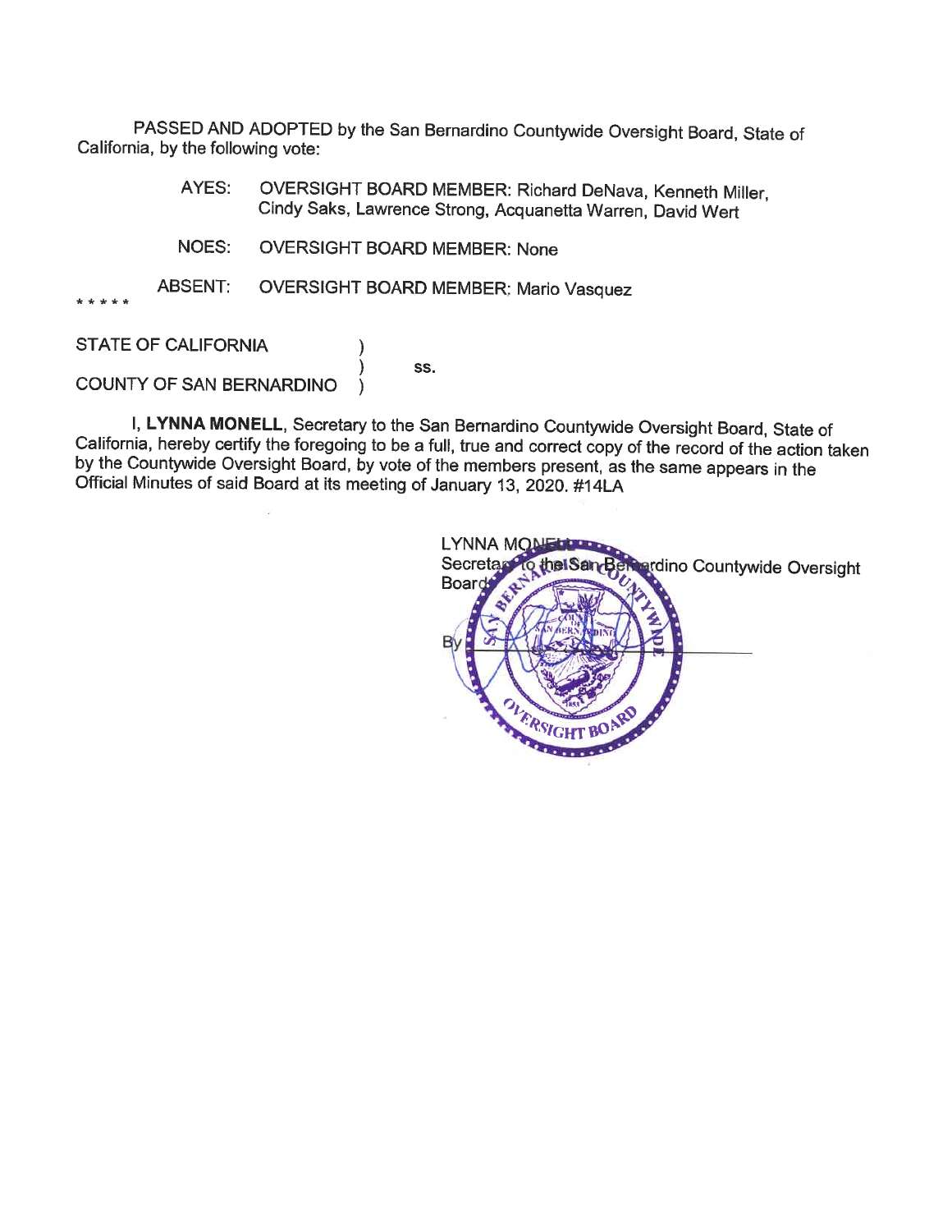PASSED AND ADOPTED by the San Bernardino Countywide Oversight Board, State of California, by the following vote:

AYES: OVERSIGHT BOARD MEMBER: Richard DeNava, Kenneth Miller, Cindy Saks, Lawrence Strong, Acquanetta Warren, David Wert

NOES: OVERSIGHT BOARD MEMBER: None

ABSENT: OVERSIGHT BOARD MEMBER: Mario Vasquez

* * * * *

STATE OF CALIFORNIA )
) ss.
COUNTY OF SAN BERNARDINO )

I, **LYNNA MONELL**, Secretary to the San Bernardino Countywide Oversight Board, State of California, hereby certify the foregoing to be a full, true and correct copy of the record of the action taken by the Countywide Oversight Board, by vote of the members present, as the same appears in the Official Minutes of said Board at its meeting of January 13, 2020. #14LA

LYNNA MONELL
Secretary to the San Bernardino Countywide Oversight Board

By ______________________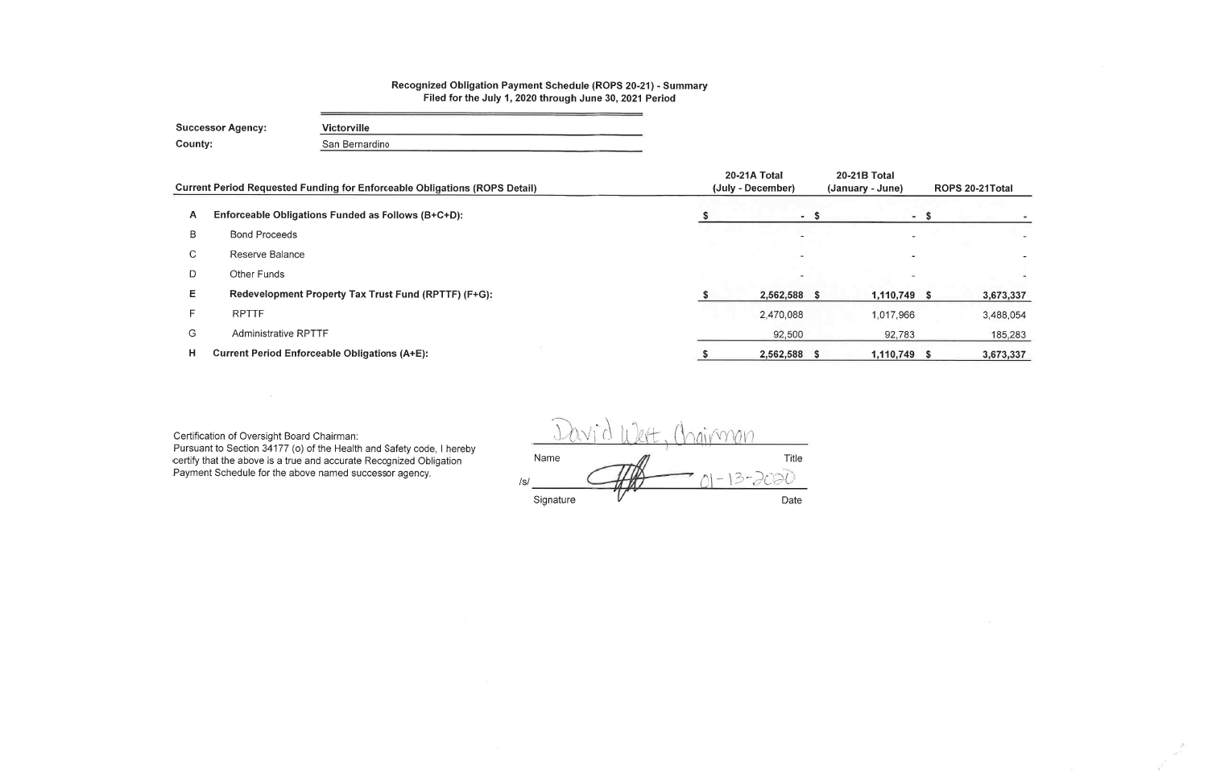**Recognized Obligation Payment Schedule (ROPS 20-21) - Summary**
**Filed for the July 1, 2020 through June 30, 2021 Period**

**Successor Agency:** Victorville
**County:** San Bernardino

| | **Current Period Requested Funding for Enforceable Obligations (ROPS Detail)** | **20-21A Total (July - December)** | **20-21B Total (January - June)** | **ROPS 20-21Total** |
|---|---|---|---|---|
| A | **Enforceable Obligations Funded as Follows (B+C+D):** | $ - | $ - | $ - |
| B | Bond Proceeds | - | - | - |
| C | Reserve Balance | - | - | - |
| D | Other Funds | - | - | - |
| E | **Redevelopment Property Tax Trust Fund (RPTTF) (F+G):** | $ 2,562,588 | $ 1,110,749 | $ 3,673,337 |
| F | RPTTF | 2,470,088 | 1,017,966 | 3,488,054 |
| G | Administrative RPTTF | 92,500 | 92,783 | 185,283 |
| H | **Current Period Enforceable Obligations (A+E):** | $ 2,562,588 | $ 1,110,749 | $ 3,673,337 |

Certification of Oversight Board Chairman:
Pursuant to Section 34177 (o) of the Health and Safety code, I hereby certify that the above is a true and accurate Recognized Obligation Payment Schedule for the above named successor agency.

| | |
|---|---|
| David Wert, Chairman | |
| Name | Title |
| /s/ [signature] | 01-13-2020 |
| Signature | Date |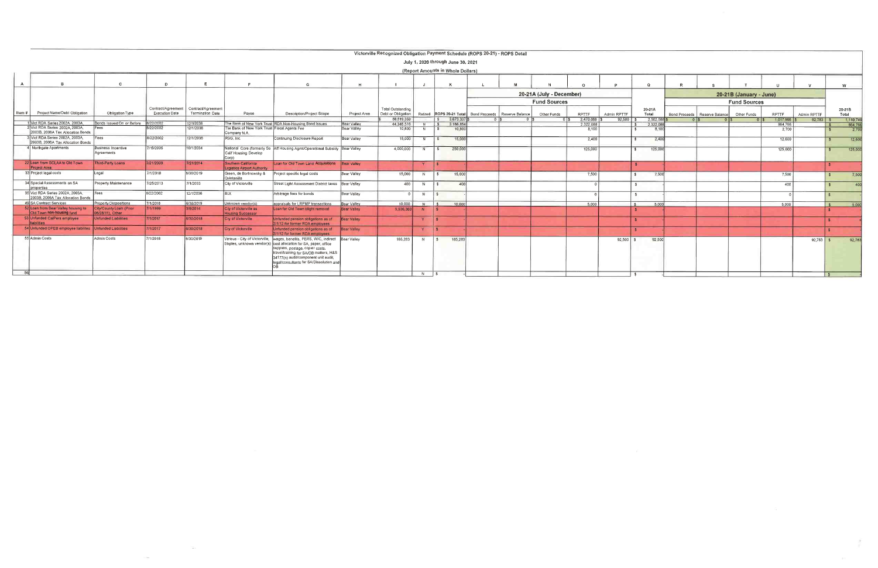# Victorville Recognized Obligation Payment Schedule (ROPS 20-21) - ROPS Detail

July 1, 2020 through June 30, 2021

(Report Amounts in Whole Dollars)

| A | B | C | D | E | F | G | H | I | J | K | L | M | N | O | P | Q | R | S | T | U | V | W |
|---|---|---|---|---|---|---|---|---|---|---|---|---|---|---|---|---|---|---|---|---|---|---|
| | | | | | | | | | | | 20-21A (July - December) | | | | | | 20-21B (January - June) | | | | | |
| | | | | | | | | | | | Fund Sources | | | | | | Fund Sources | | | | | |
| Item # | Project Name/Debt Obligation | Obligation Type | Contract/Agreement Execution Date | Contract/Agreement Termination Date | Payee | Description/Project Scope | Project Area | Total Outstanding Debt or Obligation | Retired | ROPS 20-21 Total | Bond Proceeds | Reserve Balance | Other Funds | RPTTF | Admin RPTTF | 20-21A Total | Bond Proceeds | Reserve Balance | Other Funds | RPTTF | Admin RPTTF | 20-21B Total |
| | | | | | | | | $ 58,819,359 | | $ 3,673,337 | $ 0 | $ 0 | $ 0 | $ 2,470,088 | $ 92,500 | $ 2,562,588 | $ 0 | $ 0 | $ 0 | $ 1,017,966 | $ 92,783 | $ 1,110,749 |
| 1 | Vict RDA Series 2002A, 2003A | Bonds Issued On or Before | 8/22/2002 | 12/1/2036 | The Bank of New York Trust | RDA Non-Housing Bond Issues | Bear Valley | 44,346,516 | N | $ 3,186,854 | | | | 2,322,088 | | $ 2,322,088 | | | | 864,766 | | $ 864,766 |
| 2 | Vict RDA Series 2002A, 2003A, 2003B, 2006A Tax Allocation Bonds | Fees | 8/22/2002 | 12/1/2036 | The Bank of New York Trust Company N.A. | Fiscal Agents Fee | Bear Valley | 10,800 | N | $ 10,800 | | | | 8,100 | | $ 8,100 | | | | 2,700 | | $ 2,700 |
| 3 | Vict RDA Series 2002A, 2003A, 2003B, 2006A Tax Allocation Bonds | Fees | 8/22/2002 | 12/1/2036 | RSG, Inc. | Continuing Disclosure Report | Bear Valley | 15,000 | N | $ 15,000 | | | | 2,400 | | $ 2,400 | | | | 12,600 | | $ 12,600 |
| 4 | Northgate Apartments | Business Incentive Agreements | 7/15/2005 | 10/1/2034 | National Core (formerly So Calif Housing Develop Corp) | Aff Housing Agmt/Operational Subsidy | Bear Valley | 4,000,000 | N | $ 250,000 | | | | 125,000 | | $ 125,000 | | | | 125,000 | | $ 125,000 |
| 22 | Loan from SCLAA to Old Town Project Area | Third-Party Loans | 7/21/2009 | 7/21/2014 | Southern California Logistics Airport Authority | Loan for Old Town Land Acquisitions | Bear Valley | | Y | $ - | | | | | | $ - | | | | | | $ - |
| 33 | Project legal costs | Legal | 7/1/2018 | 6/30/2019 | Green, de Bortnowsky & Quintanilla | Project specific legal costs | Bear Valley | 15,000 | N | $ 15,000 | | | | 7,500 | | $ 7,500 | | | | 7,500 | | $ 7,500 |
| 34 | Special Assessments on SA properties | Property Maintenance | 7/25/2013 | 7/1/2033 | City of Victorville | Street Light Assessment District taxes | Bear Valley | 400 | N | $ 400 | | | | 0 | | $ - | | | | 400 | | $ 400 |
| 35 | Vict RDA Series 2002A, 2003A, 2003B, 2006A Tax Allocation Bonds | Fees | 8/22/2002 | 12/1/2036 | BLX | Arbitrage fees for bonds | Bear Valley | 0 | N | $ - | | | | 0 | | $ - | | | | 0 | | $ - |
| 49 | SA Contract Services | Property Dispositions | 7/1/2018 | 6/30/2019 | Unknown vendor(s) | appraisals for LRPMP transactions | Bear Valley | 10,000 | N | $ 10,000 | | | | 5,000 | | $ 5,000 | | | | 5,000 | | $ 5,000 |
| 52 | Loan from Bear Valley housing to Old Town non-housing fund | City/County Loan (Prior 06/28/11), Other | 7/1/1999 | 3/8/2014 | City of Victorville as Housing Successor | Loan for Old Town blight removal | Bear Valley | 9,936,360 | N | $ - | | | | | | $ - | | | | | | $ - |
| 53 | Unfunded CalPers employee liabilities | Unfunded Liabilities | 7/1/2017 | 6/30/2018 | City of Victorville | Unfunded pension obligations as of 2/1/12 for former RDA employees | Bear Valley | | Y | $ - | | | | | | $ - | | | | | | $ - |
| 54 | Unfunded OPEB employee liabilities | Unfunded Liabilities | 7/1/2017 | 6/30/2018 | City of Victorville | Unfunded pension obligations as of 2/1/12 for former RDA employees | Bear Valley | | Y | $ - | | | | | | $ - | | | | | | $ - |
| 55 | Admin Costs | Admin Costs | 7/1/2018 | 6/30/2019 | Various - City of Victorville, Staples, unknown vendor(s) | wages, benefits, PERS, W/C, indirect cost allocation for SA, paper, office supplies, postage, copier costs, travel/training for SA/OB matters, H&S 34177(n) audit/component unit audit, legal/consultants for SA/Dissolution and OB | Bear Valley | 185,283 | N | $ 185,283 | | | | | 92,500 | $ 92,500 | | | | | 92,783 | $ 92,783 |
| 56 | | | | | | | | | N | $ - | | | | | | $ - | | | | | | $ - |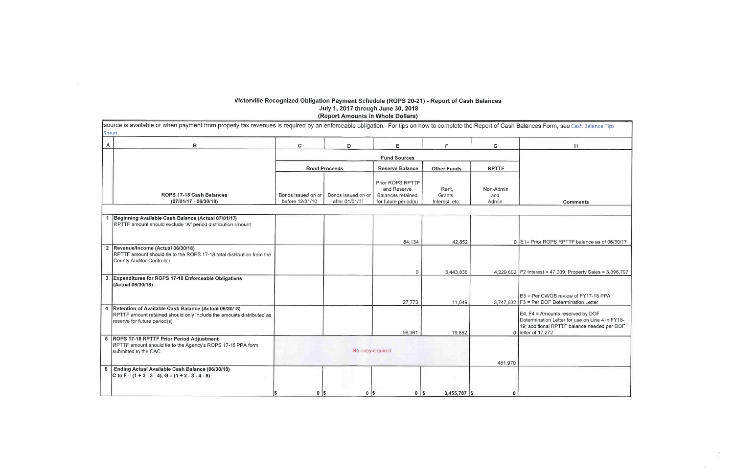### Victorville Recognized Obligation Payment Schedule (ROPS 20-21) - Report of Cash Balances
### July 1, 2017 through June 30, 2018
### (Report Amounts in Whole Dollars)

source is available or when payment from property tax revenues is required by an enforceable obligation. For tips on how to complete the Report of Cash Balances Form, see Cash Balance Tips Sheet.

| A | B | C | D | E | F | G | H |
|---|---|---|---|---|---|---|---|
| | | Fund Sources | | | | | |
| | | Bond Proceeds | | Reserve Balance | Other Funds | RPTTF | |
| | ROPS 17-18 Cash Balances (07/01/17 - 06/30/18) | Bonds issued on or before 12/31/10 | Bonds issued on or after 01/01/11 | Prior ROPS RPTTF and Reserve Balances retained for future period(s) | Rent, Grants, Interest, etc. | Non-Admin and Admin | Comments |
| 1 | **Beginning Available Cash Balance (Actual 07/01/17)** RPTTF amount should exclude "A" period distribution amount | | | 84,134 | 42,852 | 0 | E1= Prior ROPS RPTTF balance as of 06/30/17 |
| 2 | **Revenue/Income (Actual 06/30/18)** RPTTF amount should tie to the ROPS 17-18 total distribution from the County Auditor-Controller | | | 0 | 3,443,836 | 4,229,602 | F2 Interest = 47,039; Property Sales = 3,396,797 |
| 3 | **Expenditures for ROPS 17-18 Enforceable Obligations (Actual 06/30/18)** | | | 27,773 | 11,049 | 3,747,632 | E3 = Per CWOB review of FY17-18 PPA F3 = Per DOF Determination Letter |
| 4 | **Retention of Available Cash Balance (Actual 06/30/18)** RPTTF amount retained should only include the amounts distributed as reserve for future period(s) | | | 56,361 | 19,852 | 0 | E4, F4 = Amounts reserved by DOF Determination Letter for use on Line 4 in FY18-19; additional RPTTF balance needed per DOF letter of 17,272 |
| 5 | **ROPS 17-18 RPTTF Prior Period Adjustment** RPTTF amount should tie to the Agency's ROPS 17-18 PPA form submitted to the CAC | No entry required | | | | 481,970 | |
| 6 | **Ending Actual Available Cash Balance (06/30/18)** C to F = (1 + 2 - 3 - 4), G = (1 + 2 - 3 - 4 - 5) | $ 0 | $ 0 | $ 0 | $ 3,455,787 | $ 0 | |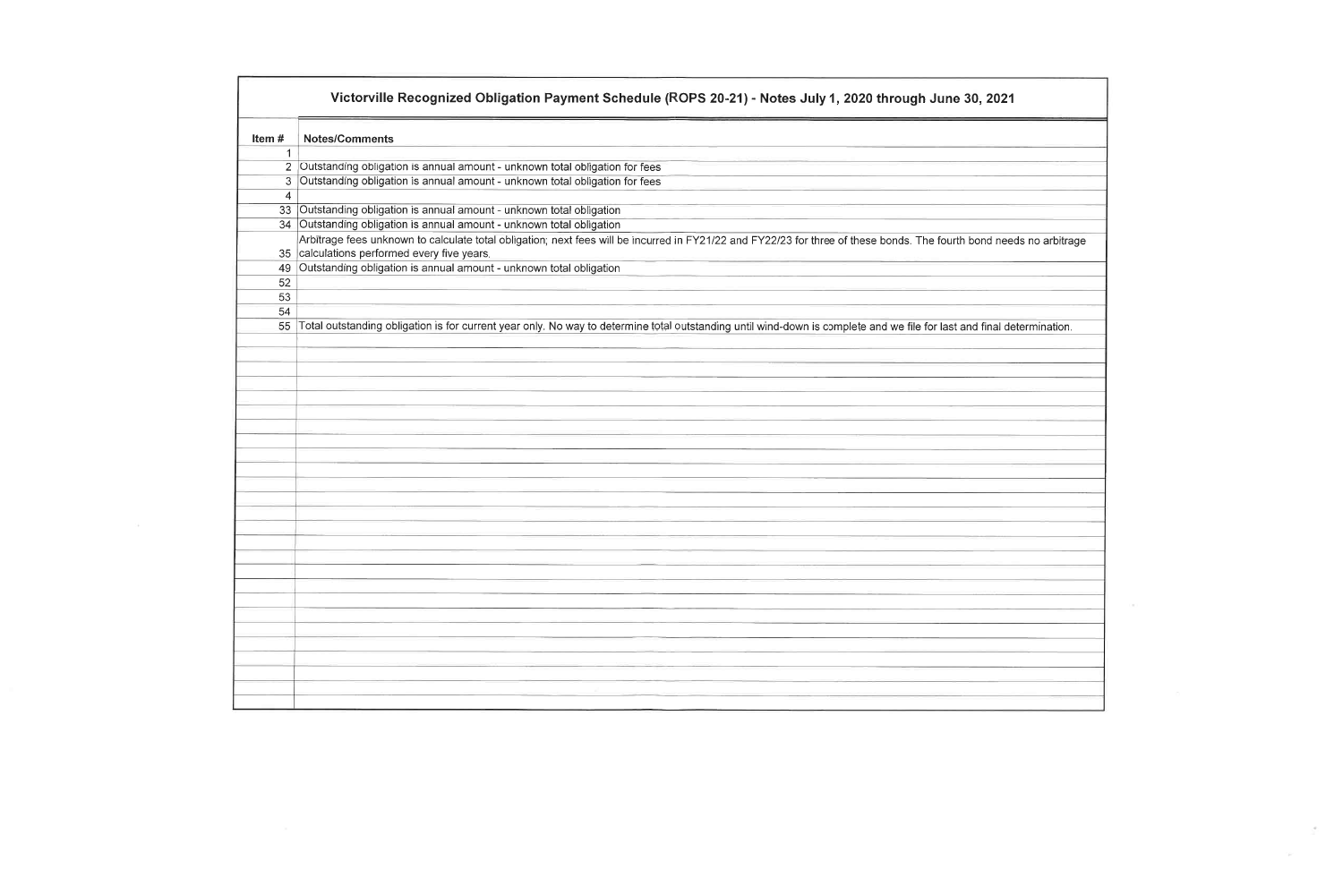# Victorville Recognized Obligation Payment Schedule (ROPS 20-21) - Notes July 1, 2020 through June 30, 2021

| Item # | Notes/Comments |
|---|---|
| 1 | |
| 2 | Outstanding obligation is annual amount - unknown total obligation for fees |
| 3 | Outstanding obligation is annual amount - unknown total obligation for fees |
| 4 | |
| 33 | Outstanding obligation is annual amount - unknown total obligation |
| 34 | Outstanding obligation is annual amount - unknown total obligation |
| 35 | Arbitrage fees unknown to calculate total obligation; next fees will be incurred in FY21/22 and FY22/23 for three of these bonds. The fourth bond needs no arbitrage calculations performed every five years. |
| 49 | Outstanding obligation is annual amount - unknown total obligation |
| 52 | |
| 53 | |
| 54 | |
| 55 | Total outstanding obligation is for current year only. No way to determine total outstanding until wind-down is complete and we file for last and final determination. |